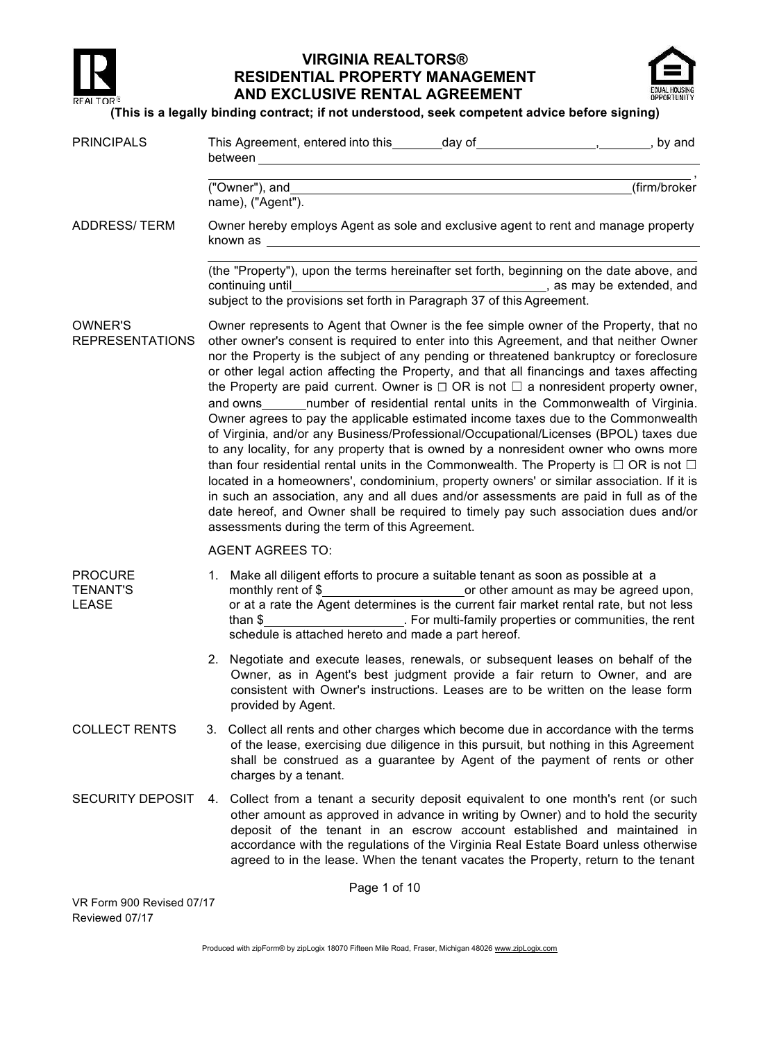# VIRGINIA REALTORS® RESIDENTIAL PROPERTY MANAGEMENT AND EXCLUSIVE RENTAL AGREEMENT

**(This is a legally binding contract; if not understood, seek competent advice before signing)**

**PRINCIPALS**

This Agreement, entered into this _______ day of _________________, _______, by and between ______________________________________________________________________________ ,

("Owner"), and _________________________________________________ (firm/broker name), ("Agent").

**ADDRESS/ TERM**

Owner hereby employs Agent as sole and exclusive agent to rent and manage property known as ______________________________________________________________________________

(the "Property"), upon the terms hereinafter set forth, beginning on the date above, and continuing until ____________________________________, as may be extended, and subject to the provisions set forth in Paragraph 37 of this Agreement.

**OWNER'S REPRESENTATIONS**

Owner represents to Agent that Owner is the fee simple owner of the Property, that no other owner's consent is required to enter into this Agreement, and that neither Owner nor the Property is the subject of any pending or threatened bankruptcy or foreclosure or other legal action affecting the Property, and that all financings and taxes affecting the Property are paid current. Owner is ☐ OR is not ☐ a nonresident property owner, and owns ______ number of residential rental units in the Commonwealth of Virginia. Owner agrees to pay the applicable estimated income taxes due to the Commonwealth of Virginia, and/or any Business/Professional/Occupational/Licenses (BPOL) taxes due to any locality, for any property that is owned by a nonresident owner who owns more than four residential rental units in the Commonwealth. The Property is ☐ OR is not ☐ located in a homeowners', condominium, property owners' or similar association. If it is in such an association, any and all dues and/or assessments are paid in full as of the date hereof, and Owner shall be required to timely pay such association dues and/or assessments during the term of this Agreement.

AGENT AGREES TO:

**PROCURE TENANT'S LEASE**

1. Make all diligent efforts to procure a suitable tenant as soon as possible at a monthly rent of $____________________ or other amount as may be agreed upon, or at a rate the Agent determines is the current fair market rental rate, but not less than $____________________. For multi-family properties or communities, the rent schedule is attached hereto and made a part hereof.

2. Negotiate and execute leases, renewals, or subsequent leases on behalf of the Owner, as in Agent's best judgment provide a fair return to Owner, and are consistent with Owner's instructions. Leases are to be written on the lease form provided by Agent.

**COLLECT RENTS**

3. Collect all rents and other charges which become due in accordance with the terms of the lease, exercising due diligence in this pursuit, but nothing in this Agreement shall be construed as a guarantee by Agent of the payment of rents or other charges by a tenant.

**SECURITY DEPOSIT**

4. Collect from a tenant a security deposit equivalent to one month's rent (or such other amount as approved in advance in writing by Owner) and to hold the security deposit of the tenant in an escrow account established and maintained in accordance with the regulations of the Virginia Real Estate Board unless otherwise agreed to in the lease. When the tenant vacates the Property, return to the tenant

VR Form 900 Revised 07/17
Reviewed 07/17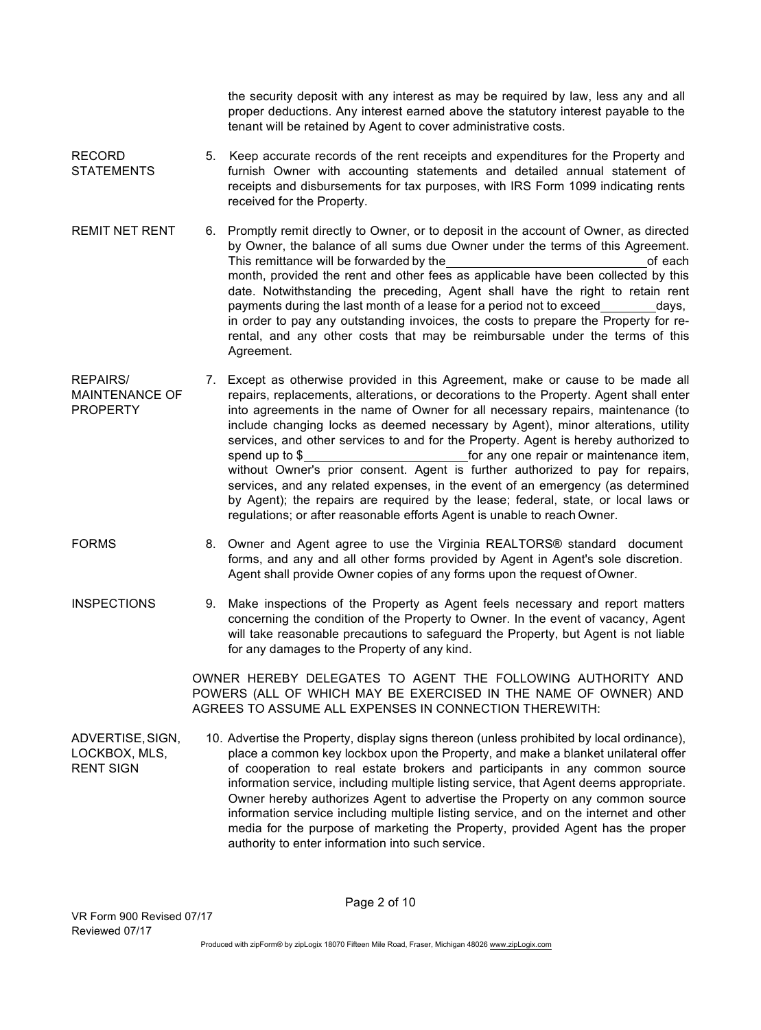the security deposit with any interest as may be required by law, less any and all proper deductions. Any interest earned above the statutory interest payable to the tenant will be retained by Agent to cover administrative costs.

**RECORD STATEMENTS**

5. Keep accurate records of the rent receipts and expenditures for the Property and furnish Owner with accounting statements and detailed annual statement of receipts and disbursements for tax purposes, with IRS Form 1099 indicating rents received for the Property.

**REMIT NET RENT**

6. Promptly remit directly to Owner, or to deposit in the account of Owner, as directed by Owner, the balance of all sums due Owner under the terms of this Agreement. This remittance will be forwarded by the ______________________________ of each month, provided the rent and other fees as applicable have been collected by this date. Notwithstanding the preceding, Agent shall have the right to retain rent payments during the last month of a lease for a period not to exceed ________ days, in order to pay any outstanding invoices, the costs to prepare the Property for re-rental, and any other costs that may be reimbursable under the terms of this Agreement.

**REPAIRS/ MAINTENANCE OF PROPERTY**

7. Except as otherwise provided in this Agreement, make or cause to be made all repairs, replacements, alterations, or decorations to the Property. Agent shall enter into agreements in the name of Owner for all necessary repairs, maintenance (to include changing locks as deemed necessary by Agent), minor alterations, utility services, and other services to and for the Property. Agent is hereby authorized to spend up to $________________________ for any one repair or maintenance item, without Owner's prior consent. Agent is further authorized to pay for repairs, services, and any related expenses, in the event of an emergency (as determined by Agent); the repairs are required by the lease; federal, state, or local laws or regulations; or after reasonable efforts Agent is unable to reach Owner.

**FORMS**

8. Owner and Agent agree to use the Virginia REALTORS® standard document forms, and any and all other forms provided by Agent in Agent's sole discretion. Agent shall provide Owner copies of any forms upon the request of Owner.

**INSPECTIONS**

9. Make inspections of the Property as Agent feels necessary and report matters concerning the condition of the Property to Owner. In the event of vacancy, Agent will take reasonable precautions to safeguard the Property, but Agent is not liable for any damages to the Property of any kind.

OWNER HEREBY DELEGATES TO AGENT THE FOLLOWING AUTHORITY AND POWERS (ALL OF WHICH MAY BE EXERCISED IN THE NAME OF OWNER) AND AGREES TO ASSUME ALL EXPENSES IN CONNECTION THEREWITH:

**ADVERTISE, SIGN, LOCKBOX, MLS, RENT SIGN**

10. Advertise the Property, display signs thereon (unless prohibited by local ordinance), place a common key lockbox upon the Property, and make a blanket unilateral offer of cooperation to real estate brokers and participants in any common source information service, including multiple listing service, that Agent deems appropriate. Owner hereby authorizes Agent to advertise the Property on any common source information service including multiple listing service, and on the internet and other media for the purpose of marketing the Property, provided Agent has the proper authority to enter information into such service.

VR Form 900 Revised 07/17
Reviewed 07/17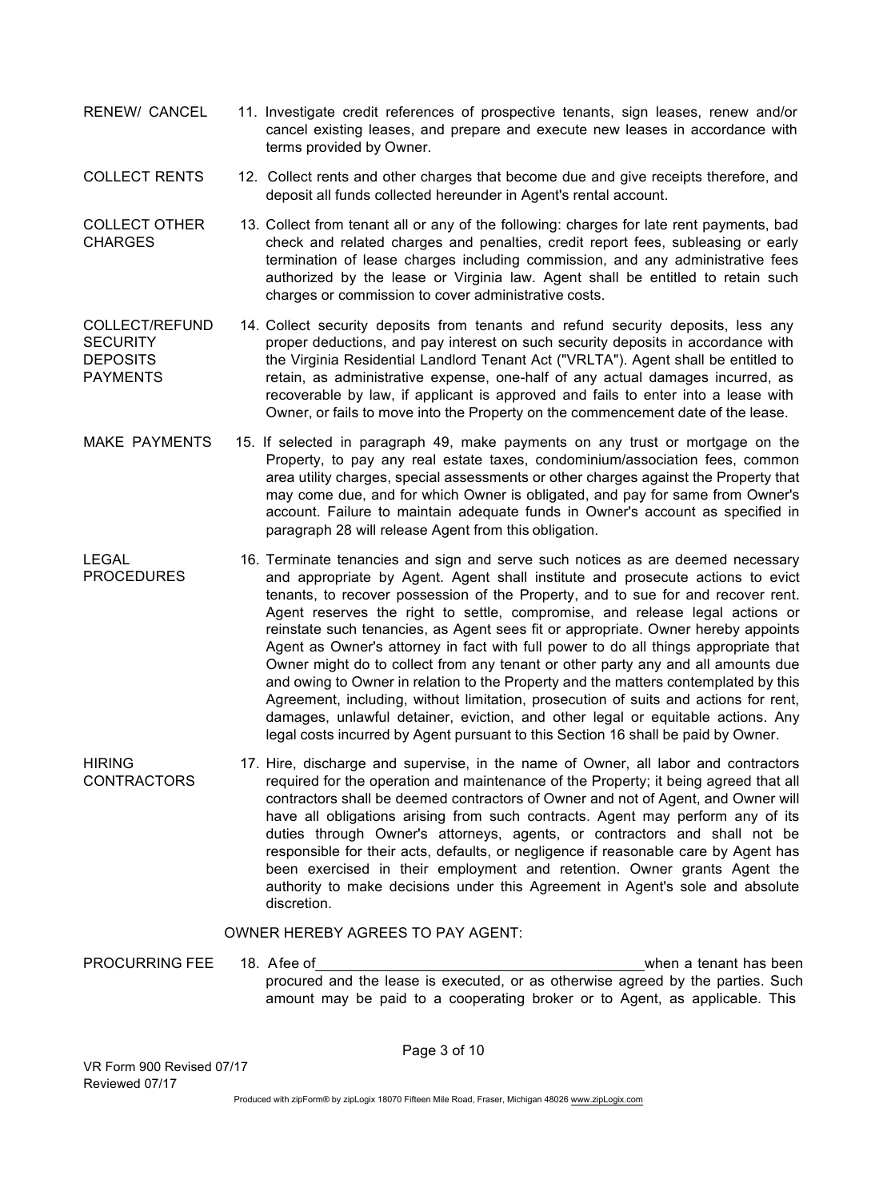| | |
|---|---|
| RENEW/ CANCEL | 11. Investigate credit references of prospective tenants, sign leases, renew and/or cancel existing leases, and prepare and execute new leases in accordance with terms provided by Owner. |
| COLLECT RENTS | 12. Collect rents and other charges that become due and give receipts therefore, and deposit all funds collected hereunder in Agent's rental account. |
| COLLECT OTHER CHARGES | 13. Collect from tenant all or any of the following: charges for late rent payments, bad check and related charges and penalties, credit report fees, subleasing or early termination of lease charges including commission, and any administrative fees authorized by the lease or Virginia law. Agent shall be entitled to retain such charges or commission to cover administrative costs. |
| COLLECT/REFUND SECURITY DEPOSITS PAYMENTS | 14. Collect security deposits from tenants and refund security deposits, less any proper deductions, and pay interest on such security deposits in accordance with the Virginia Residential Landlord Tenant Act ("VRLTA"). Agent shall be entitled to retain, as administrative expense, one-half of any actual damages incurred, as recoverable by law, if applicant is approved and fails to enter into a lease with Owner, or fails to move into the Property on the commencement date of the lease. |
| MAKE PAYMENTS | 15. If selected in paragraph 49, make payments on any trust or mortgage on the Property, to pay any real estate taxes, condominium/association fees, common area utility charges, special assessments or other charges against the Property that may come due, and for which Owner is obligated, and pay for same from Owner's account. Failure to maintain adequate funds in Owner's account as specified in paragraph 28 will release Agent from this obligation. |
| LEGAL PROCEDURES | 16. Terminate tenancies and sign and serve such notices as are deemed necessary and appropriate by Agent. Agent shall institute and prosecute actions to evict tenants, to recover possession of the Property, and to sue for and recover rent. Agent reserves the right to settle, compromise, and release legal actions or reinstate such tenancies, as Agent sees fit or appropriate. Owner hereby appoints Agent as Owner's attorney in fact with full power to do all things appropriate that Owner might do to collect from any tenant or other party any and all amounts due and owing to Owner in relation to the Property and the matters contemplated by this Agreement, including, without limitation, prosecution of suits and actions for rent, damages, unlawful detainer, eviction, and other legal or equitable actions. Any legal costs incurred by Agent pursuant to this Section 16 shall be paid by Owner. |
| HIRING CONTRACTORS | 17. Hire, discharge and supervise, in the name of Owner, all labor and contractors required for the operation and maintenance of the Property; it being agreed that all contractors shall be deemed contractors of Owner and not of Agent, and Owner will have all obligations arising from such contracts. Agent may perform any of its duties through Owner's attorneys, agents, or contractors and shall not be responsible for their acts, defaults, or negligence if reasonable care by Agent has been exercised in their employment and retention. Owner grants Agent the authority to make decisions under this Agreement in Agent's sole and absolute discretion. |

OWNER HEREBY AGREES TO PAY AGENT:

| | |
|---|---|
| PROCURRING FEE | 18. A fee of \_\_\_\_\_\_\_\_\_\_\_\_\_\_\_\_\_\_\_\_\_\_\_\_\_\_\_\_\_\_\_\_\_\_\_\_\_\_\_\_ when a tenant has been procured and the lease is executed, or as otherwise agreed by the parties. Such amount may be paid to a cooperating broker or to Agent, as applicable. This |

VR Form 900 Revised 07/17
Reviewed 07/17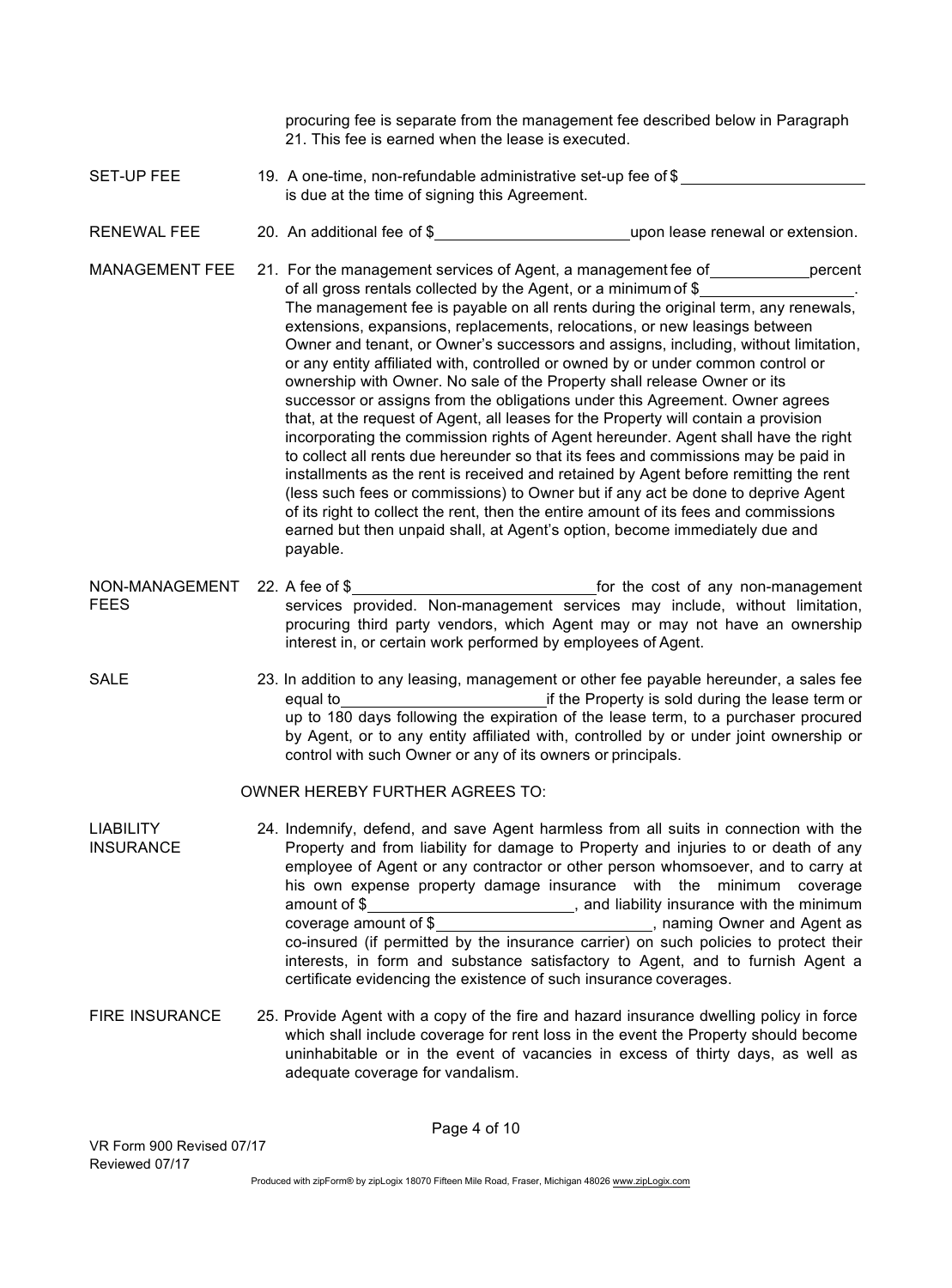procuring fee is separate from the management fee described below in Paragraph 21. This fee is earned when the lease is executed.

**SET-UP FEE**

19. A one-time, non-refundable administrative set-up fee of $______________________ is due at the time of signing this Agreement.

**RENEWAL FEE**

20. An additional fee of $______________________ upon lease renewal or extension.

**MANAGEMENT FEE**

21. For the management services of Agent, a management fee of____________percent of all gross rentals collected by the Agent, or a minimum of $__________________. The management fee is payable on all rents during the original term, any renewals, extensions, expansions, replacements, relocations, or new leasings between Owner and tenant, or Owner's successors and assigns, including, without limitation, or any entity affiliated with, controlled or owned by or under common control or ownership with Owner. No sale of the Property shall release Owner or its successor or assigns from the obligations under this Agreement. Owner agrees that, at the request of Agent, all leases for the Property will contain a provision incorporating the commission rights of Agent hereunder. Agent shall have the right to collect all rents due hereunder so that its fees and commissions may be paid in installments as the rent is received and retained by Agent before remitting the rent (less such fees or commissions) to Owner but if any act be done to deprive Agent of its right to collect the rent, then the entire amount of its fees and commissions earned but then unpaid shall, at Agent's option, become immediately due and payable.

**NON-MANAGEMENT FEES**

22. A fee of $____________________________ for the cost of any non-management services provided. Non-management services may include, without limitation, procuring third party vendors, which Agent may or may not have an ownership interest in, or certain work performed by employees of Agent.

**SALE**

23. In addition to any leasing, management or other fee payable hereunder, a sales fee equal to________________________ if the Property is sold during the lease term or up to 180 days following the expiration of the lease term, to a purchaser procured by Agent, or to any entity affiliated with, controlled by or under joint ownership or control with such Owner or any of its owners or principals.

OWNER HEREBY FURTHER AGREES TO:

**LIABILITY INSURANCE**

24. Indemnify, defend, and save Agent harmless from all suits in connection with the Property and from liability for damage to Property and injuries to or death of any employee of Agent or any contractor or other person whomsoever, and to carry at his own expense property damage insurance with the minimum coverage amount of $________________________, and liability insurance with the minimum coverage amount of $_________________________, naming Owner and Agent as co-insured (if permitted by the insurance carrier) on such policies to protect their interests, in form and substance satisfactory to Agent, and to furnish Agent a certificate evidencing the existence of such insurance coverages.

**FIRE INSURANCE**

25. Provide Agent with a copy of the fire and hazard insurance dwelling policy in force which shall include coverage for rent loss in the event the Property should become uninhabitable or in the event of vacancies in excess of thirty days, as well as adequate coverage for vandalism.

VR Form 900 Revised 07/17
Reviewed 07/17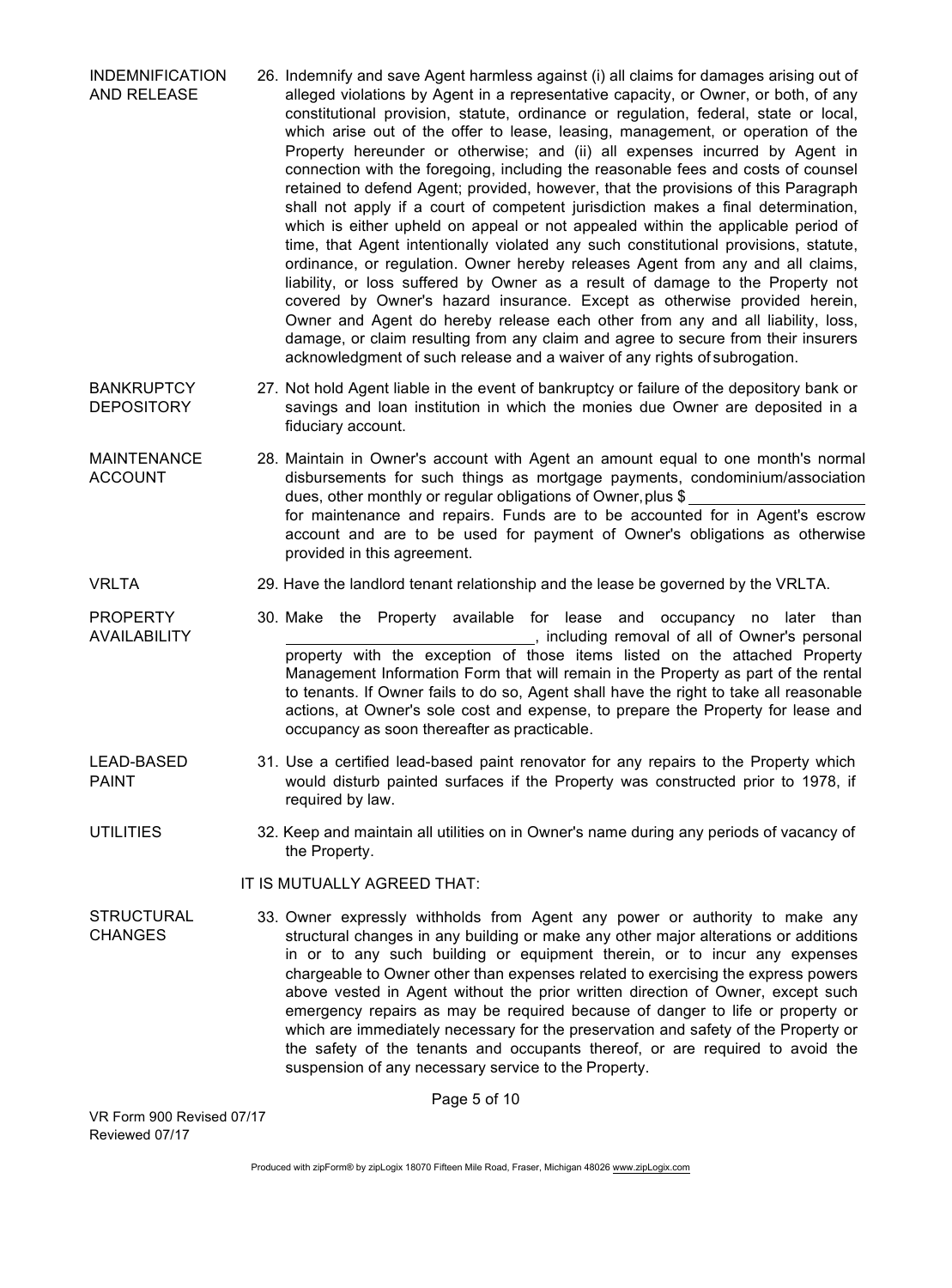**INDEMNIFICATION AND RELEASE**

26. Indemnify and save Agent harmless against (i) all claims for damages arising out of alleged violations by Agent in a representative capacity, or Owner, or both, of any constitutional provision, statute, ordinance or regulation, federal, state or local, which arise out of the offer to lease, leasing, management, or operation of the Property hereunder or otherwise; and (ii) all expenses incurred by Agent in connection with the foregoing, including the reasonable fees and costs of counsel retained to defend Agent; provided, however, that the provisions of this Paragraph shall not apply if a court of competent jurisdiction makes a final determination, which is either upheld on appeal or not appealed within the applicable period of time, that Agent intentionally violated any such constitutional provisions, statute, ordinance, or regulation. Owner hereby releases Agent from any and all claims, liability, or loss suffered by Owner as a result of damage to the Property not covered by Owner's hazard insurance. Except as otherwise provided herein, Owner and Agent do hereby release each other from any and all liability, loss, damage, or claim resulting from any claim and agree to secure from their insurers acknowledgment of such release and a waiver of any rights of subrogation.

**BANKRUPTCY DEPOSITORY**

27. Not hold Agent liable in the event of bankruptcy or failure of the depository bank or savings and loan institution in which the monies due Owner are deposited in a fiduciary account.

**MAINTENANCE ACCOUNT**

28. Maintain in Owner's account with Agent an amount equal to one month's normal disbursements for such things as mortgage payments, condominium/association dues, other monthly or regular obligations of Owner, plus $ ____________________ for maintenance and repairs. Funds are to be accounted for in Agent's escrow account and are to be used for payment of Owner's obligations as otherwise provided in this agreement.

**VRLTA**

29. Have the landlord tenant relationship and the lease be governed by the VRLTA.

**PROPERTY AVAILABILITY**

30. Make the Property available for lease and occupancy no later than ____________________________, including removal of all of Owner's personal property with the exception of those items listed on the attached Property Management Information Form that will remain in the Property as part of the rental to tenants. If Owner fails to do so, Agent shall have the right to take all reasonable actions, at Owner's sole cost and expense, to prepare the Property for lease and occupancy as soon thereafter as practicable.

**LEAD-BASED PAINT**

31. Use a certified lead-based paint renovator for any repairs to the Property which would disturb painted surfaces if the Property was constructed prior to 1978, if required by law.

**UTILITIES**

32. Keep and maintain all utilities on in Owner's name during any periods of vacancy of the Property.

IT IS MUTUALLY AGREED THAT:

**STRUCTURAL CHANGES**

33. Owner expressly withholds from Agent any power or authority to make any structural changes in any building or make any other major alterations or additions in or to any such building or equipment therein, or to incur any expenses chargeable to Owner other than expenses related to exercising the express powers above vested in Agent without the prior written direction of Owner, except such emergency repairs as may be required because of danger to life or property or which are immediately necessary for the preservation and safety of the Property or the safety of the tenants and occupants thereof, or are required to avoid the suspension of any necessary service to the Property.

VR Form 900 Revised 07/17
Reviewed 07/17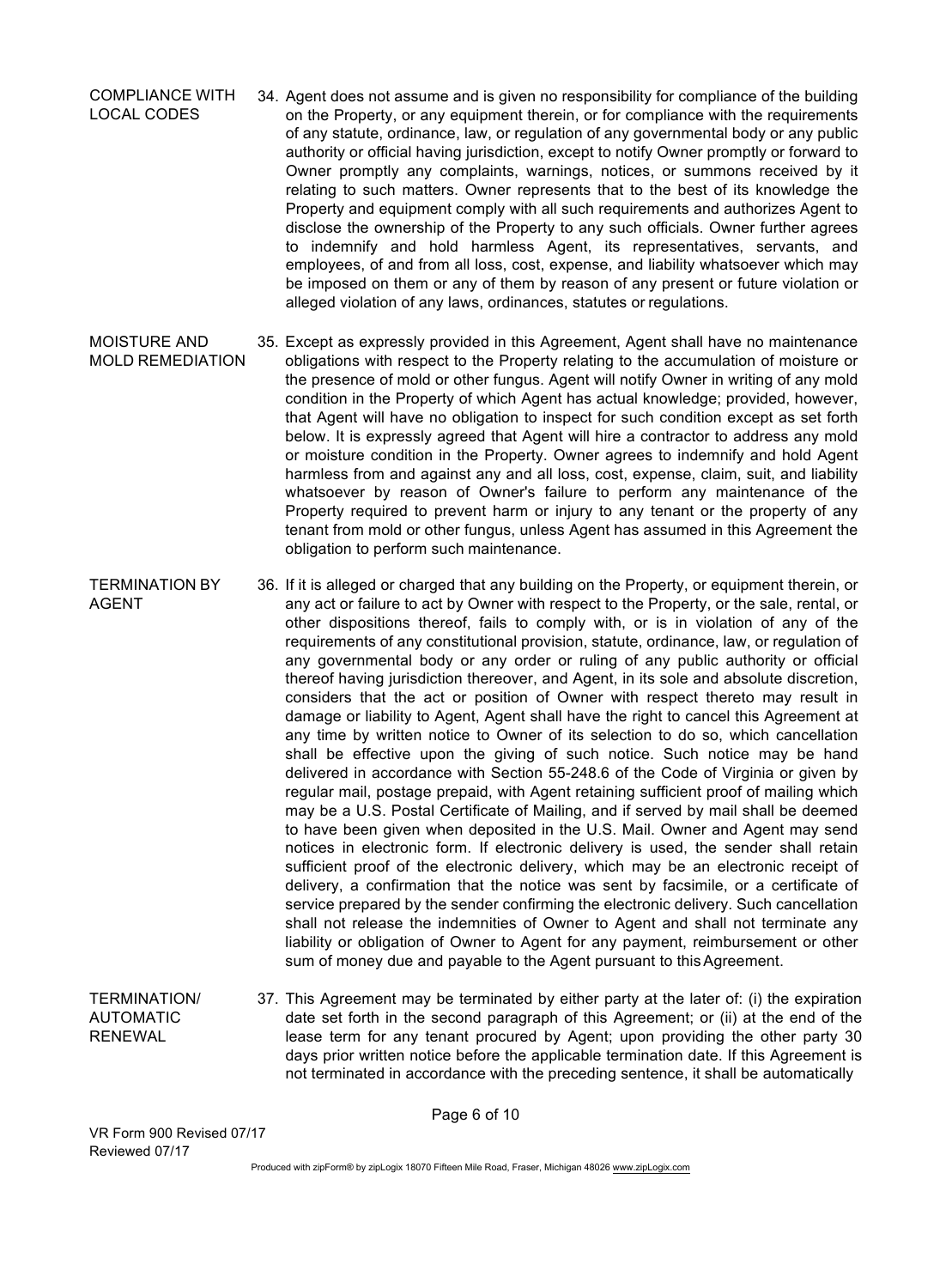**COMPLIANCE WITH LOCAL CODES**

34. Agent does not assume and is given no responsibility for compliance of the building on the Property, or any equipment therein, or for compliance with the requirements of any statute, ordinance, law, or regulation of any governmental body or any public authority or official having jurisdiction, except to notify Owner promptly or forward to Owner promptly any complaints, warnings, notices, or summons received by it relating to such matters. Owner represents that to the best of its knowledge the Property and equipment comply with all such requirements and authorizes Agent to disclose the ownership of the Property to any such officials. Owner further agrees to indemnify and hold harmless Agent, its representatives, servants, and employees, of and from all loss, cost, expense, and liability whatsoever which may be imposed on them or any of them by reason of any present or future violation or alleged violation of any laws, ordinances, statutes or regulations.

**MOISTURE AND MOLD REMEDIATION**

35. Except as expressly provided in this Agreement, Agent shall have no maintenance obligations with respect to the Property relating to the accumulation of moisture or the presence of mold or other fungus. Agent will notify Owner in writing of any mold condition in the Property of which Agent has actual knowledge; provided, however, that Agent will have no obligation to inspect for such condition except as set forth below. It is expressly agreed that Agent will hire a contractor to address any mold or moisture condition in the Property. Owner agrees to indemnify and hold Agent harmless from and against any and all loss, cost, expense, claim, suit, and liability whatsoever by reason of Owner's failure to perform any maintenance of the Property required to prevent harm or injury to any tenant or the property of any tenant from mold or other fungus, unless Agent has assumed in this Agreement the obligation to perform such maintenance.

**TERMINATION BY AGENT**

36. If it is alleged or charged that any building on the Property, or equipment therein, or any act or failure to act by Owner with respect to the Property, or the sale, rental, or other dispositions thereof, fails to comply with, or is in violation of any of the requirements of any constitutional provision, statute, ordinance, law, or regulation of any governmental body or any order or ruling of any public authority or official thereof having jurisdiction thereover, and Agent, in its sole and absolute discretion, considers that the act or position of Owner with respect thereto may result in damage or liability to Agent, Agent shall have the right to cancel this Agreement at any time by written notice to Owner of its selection to do so, which cancellation shall be effective upon the giving of such notice. Such notice may be hand delivered in accordance with Section 55-248.6 of the Code of Virginia or given by regular mail, postage prepaid, with Agent retaining sufficient proof of mailing which may be a U.S. Postal Certificate of Mailing, and if served by mail shall be deemed to have been given when deposited in the U.S. Mail. Owner and Agent may send notices in electronic form. If electronic delivery is used, the sender shall retain sufficient proof of the electronic delivery, which may be an electronic receipt of delivery, a confirmation that the notice was sent by facsimile, or a certificate of service prepared by the sender confirming the electronic delivery. Such cancellation shall not release the indemnities of Owner to Agent and shall not terminate any liability or obligation of Owner to Agent for any payment, reimbursement or other sum of money due and payable to the Agent pursuant to this Agreement.

**TERMINATION/ AUTOMATIC RENEWAL**

37. This Agreement may be terminated by either party at the later of: (i) the expiration date set forth in the second paragraph of this Agreement; or (ii) at the end of the lease term for any tenant procured by Agent; upon providing the other party 30 days prior written notice before the applicable termination date. If this Agreement is not terminated in accordance with the preceding sentence, it shall be automatically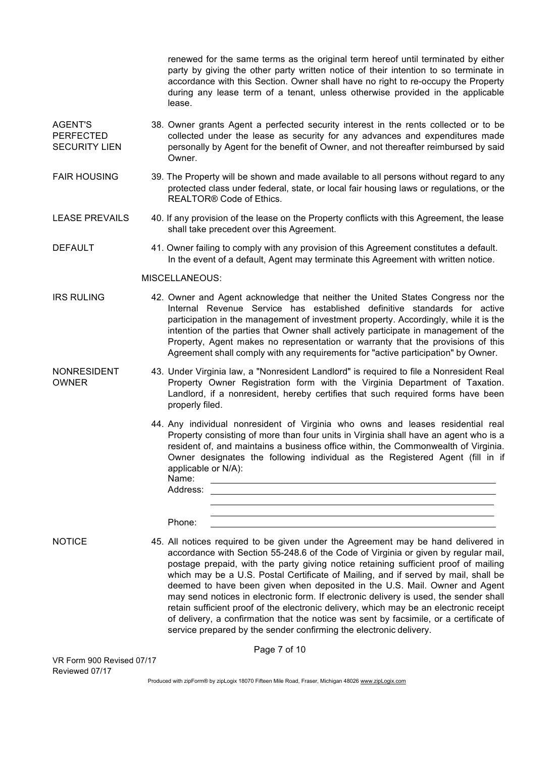renewed for the same terms as the original term hereof until terminated by either party by giving the other party written notice of their intention to so terminate in accordance with this Section. Owner shall have no right to re-occupy the Property during any lease term of a tenant, unless otherwise provided in the applicable lease.

**AGENT'S PERFECTED SECURITY LIEN**

38. Owner grants Agent a perfected security interest in the rents collected or to be collected under the lease as security for any advances and expenditures made personally by Agent for the benefit of Owner, and not thereafter reimbursed by said Owner.

**FAIR HOUSING**

39. The Property will be shown and made available to all persons without regard to any protected class under federal, state, or local fair housing laws or regulations, or the REALTOR® Code of Ethics.

**LEASE PREVAILS**

40. If any provision of the lease on the Property conflicts with this Agreement, the lease shall take precedent over this Agreement.

**DEFAULT**

41. Owner failing to comply with any provision of this Agreement constitutes a default. In the event of a default, Agent may terminate this Agreement with written notice.

MISCELLANEOUS:

**IRS RULING**

42. Owner and Agent acknowledge that neither the United States Congress nor the Internal Revenue Service has established definitive standards for active participation in the management of investment property. Accordingly, while it is the intention of the parties that Owner shall actively participate in management of the Property, Agent makes no representation or warranty that the provisions of this Agreement shall comply with any requirements for "active participation" by Owner.

**NONRESIDENT OWNER**

43. Under Virginia law, a "Nonresident Landlord" is required to file a Nonresident Real Property Owner Registration form with the Virginia Department of Taxation. Landlord, if a nonresident, hereby certifies that such required forms have been properly filed.

44. Any individual nonresident of Virginia who owns and leases residential real Property consisting of more than four units in Virginia shall have an agent who is a resident of, and maintains a business office within, the Commonwealth of Virginia. Owner designates the following individual as the Registered Agent (fill in if applicable or N/A):

Name: \_\_\_\_\_\_\_\_\_\_\_\_\_\_\_\_\_\_\_\_\_\_\_\_\_\_\_\_\_\_\_\_\_\_\_\_\_\_\_\_

Address: \_\_\_\_\_\_\_\_\_\_\_\_\_\_\_\_\_\_\_\_\_\_\_\_\_\_\_\_\_\_\_\_\_\_\_\_\_\_\_\_

\_\_\_\_\_\_\_\_\_\_\_\_\_\_\_\_\_\_\_\_\_\_\_\_\_\_\_\_\_\_\_\_\_\_\_\_\_\_\_\_

\_\_\_\_\_\_\_\_\_\_\_\_\_\_\_\_\_\_\_\_\_\_\_\_\_\_\_\_\_\_\_\_\_\_\_\_\_\_\_\_

Phone: \_\_\_\_\_\_\_\_\_\_\_\_\_\_\_\_\_\_\_\_\_\_\_\_\_\_\_\_\_\_\_\_\_\_\_\_\_\_\_\_

**NOTICE**

45. All notices required to be given under the Agreement may be hand delivered in accordance with Section 55-248.6 of the Code of Virginia or given by regular mail, postage prepaid, with the party giving notice retaining sufficient proof of mailing which may be a U.S. Postal Certificate of Mailing, and if served by mail, shall be deemed to have been given when deposited in the U.S. Mail. Owner and Agent may send notices in electronic form. If electronic delivery is used, the sender shall retain sufficient proof of the electronic delivery, which may be an electronic receipt of delivery, a confirmation that the notice was sent by facsimile, or a certificate of service prepared by the sender confirming the electronic delivery.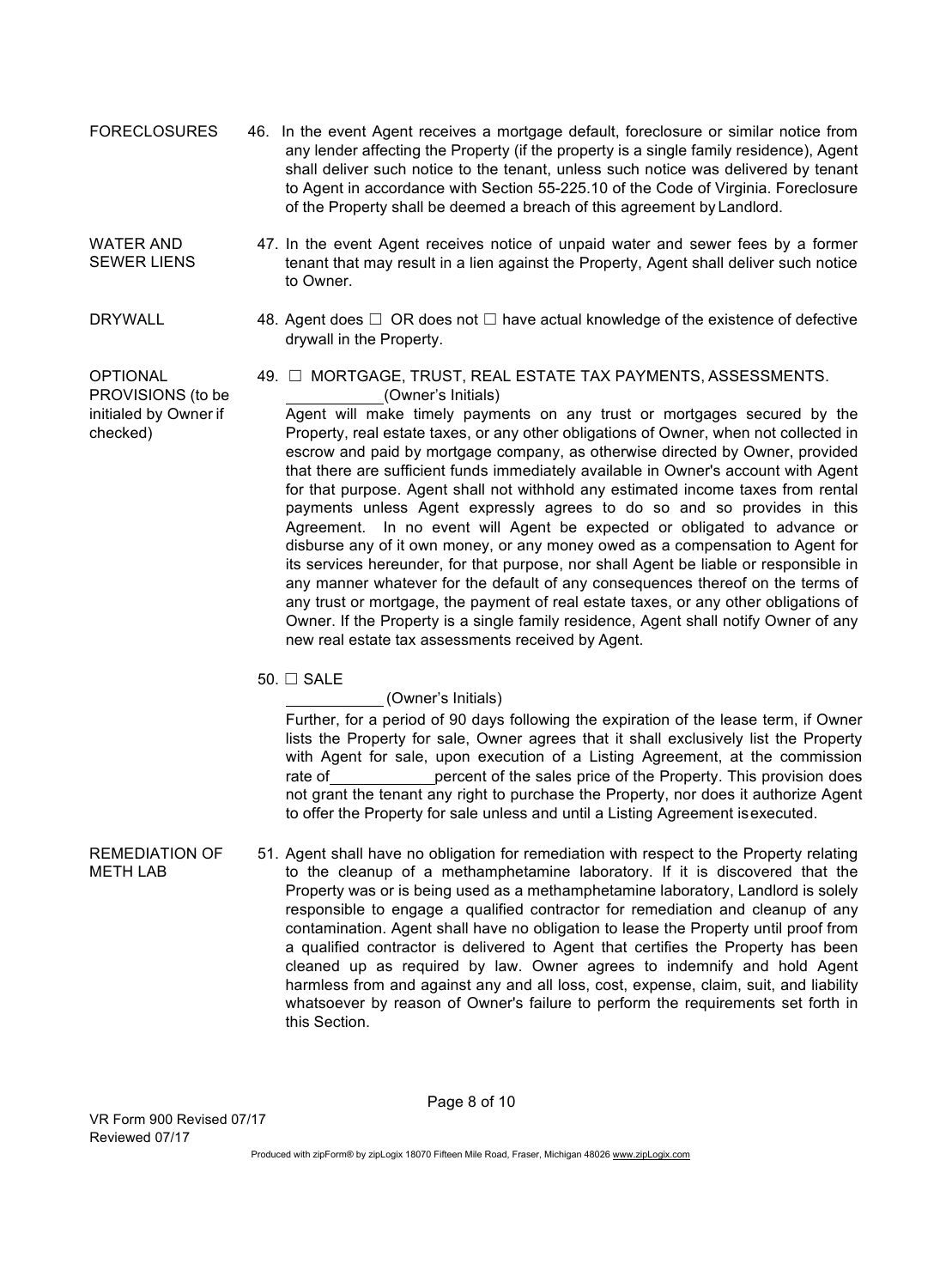**FORECLOSURES**

46. In the event Agent receives a mortgage default, foreclosure or similar notice from any lender affecting the Property (if the property is a single family residence), Agent shall deliver such notice to the tenant, unless such notice was delivered by tenant to Agent in accordance with Section 55-225.10 of the Code of Virginia. Foreclosure of the Property shall be deemed a breach of this agreement by Landlord.

**WATER AND SEWER LIENS**

47. In the event Agent receives notice of unpaid water and sewer fees by a former tenant that may result in a lien against the Property, Agent shall deliver such notice to Owner.

**DRYWALL**

48. Agent does ☐ OR does not ☐ have actual knowledge of the existence of defective drywall in the Property.

**OPTIONAL PROVISIONS (to be initialed by Owner if checked)**

49. ☐ MORTGAGE, TRUST, REAL ESTATE TAX PAYMENTS, ASSESSMENTS.
___________ (Owner's Initials)
Agent will make timely payments on any trust or mortgages secured by the Property, real estate taxes, or any other obligations of Owner, when not collected in escrow and paid by mortgage company, as otherwise directed by Owner, provided that there are sufficient funds immediately available in Owner's account with Agent for that purpose. Agent shall not withhold any estimated income taxes from rental payments unless Agent expressly agrees to do so and so provides in this Agreement. In no event will Agent be expected or obligated to advance or disburse any of it own money, or any money owed as a compensation to Agent for its services hereunder, for that purpose, nor shall Agent be liable or responsible in any manner whatever for the default of any consequences thereof on the terms of any trust or mortgage, the payment of real estate taxes, or any other obligations of Owner. If the Property is a single family residence, Agent shall notify Owner of any new real estate tax assessments received by Agent.

50. ☐ SALE
___________ (Owner's Initials)
Further, for a period of 90 days following the expiration of the lease term, if Owner lists the Property for sale, Owner agrees that it shall exclusively list the Property with Agent for sale, upon execution of a Listing Agreement, at the commission rate of ___________ percent of the sales price of the Property. This provision does not grant the tenant any right to purchase the Property, nor does it authorize Agent to offer the Property for sale unless and until a Listing Agreement is executed.

**REMEDIATION OF METH LAB**

51. Agent shall have no obligation for remediation with respect to the Property relating to the cleanup of a methamphetamine laboratory. If it is discovered that the Property was or is being used as a methamphetamine laboratory, Landlord is solely responsible to engage a qualified contractor for remediation and cleanup of any contamination. Agent shall have no obligation to lease the Property until proof from a qualified contractor is delivered to Agent that certifies the Property has been cleaned up as required by law. Owner agrees to indemnify and hold Agent harmless from and against any and all loss, cost, expense, claim, suit, and liability whatsoever by reason of Owner's failure to perform the requirements set forth in this Section.

VR Form 900 Revised 07/17
Reviewed 07/17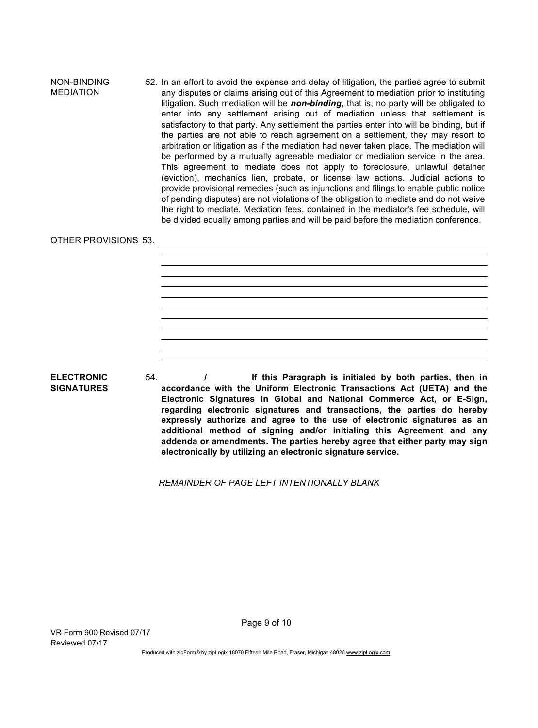NON-BINDING MEDIATION

52. In an effort to avoid the expense and delay of litigation, the parties agree to submit any disputes or claims arising out of this Agreement to mediation prior to instituting litigation. Such mediation will be ***non-binding***, that is, no party will be obligated to enter into any settlement arising out of mediation unless that settlement is satisfactory to that party. Any settlement the parties enter into will be binding, but if the parties are not able to reach agreement on a settlement, they may resort to arbitration or litigation as if the mediation had never taken place. The mediation will be performed by a mutually agreeable mediator or mediation service in the area. This agreement to mediate does not apply to foreclosure, unlawful detainer (eviction), mechanics lien, probate, or license law actions. Judicial actions to provide provisional remedies (such as injunctions and filings to enable public notice of pending disputes) are not violations of the obligation to mediate and do not waive the right to mediate. Mediation fees, contained in the mediator's fee schedule, will be divided equally among parties and will be paid before the mediation conference.

OTHER PROVISIONS 53. ______________________________________________________________

______________________________________________________________

______________________________________________________________

______________________________________________________________

______________________________________________________________

______________________________________________________________

______________________________________________________________

______________________________________________________________

______________________________________________________________

______________________________________________________________

______________________________________________________________

______________________________________________________________

**ELECTRONIC SIGNATURES**

54. ________/________**If this Paragraph is initialed by both parties, then in accordance with the Uniform Electronic Transactions Act (UETA) and the Electronic Signatures in Global and National Commerce Act, or E-Sign, regarding electronic signatures and transactions, the parties do hereby expressly authorize and agree to the use of electronic signatures as an additional method of signing and/or initialing this Agreement and any addenda or amendments. The parties hereby agree that either party may sign electronically by utilizing an electronic signature service.**

*REMAINDER OF PAGE LEFT INTENTIONALLY BLANK*

VR Form 900 Revised 07/17
Reviewed 07/17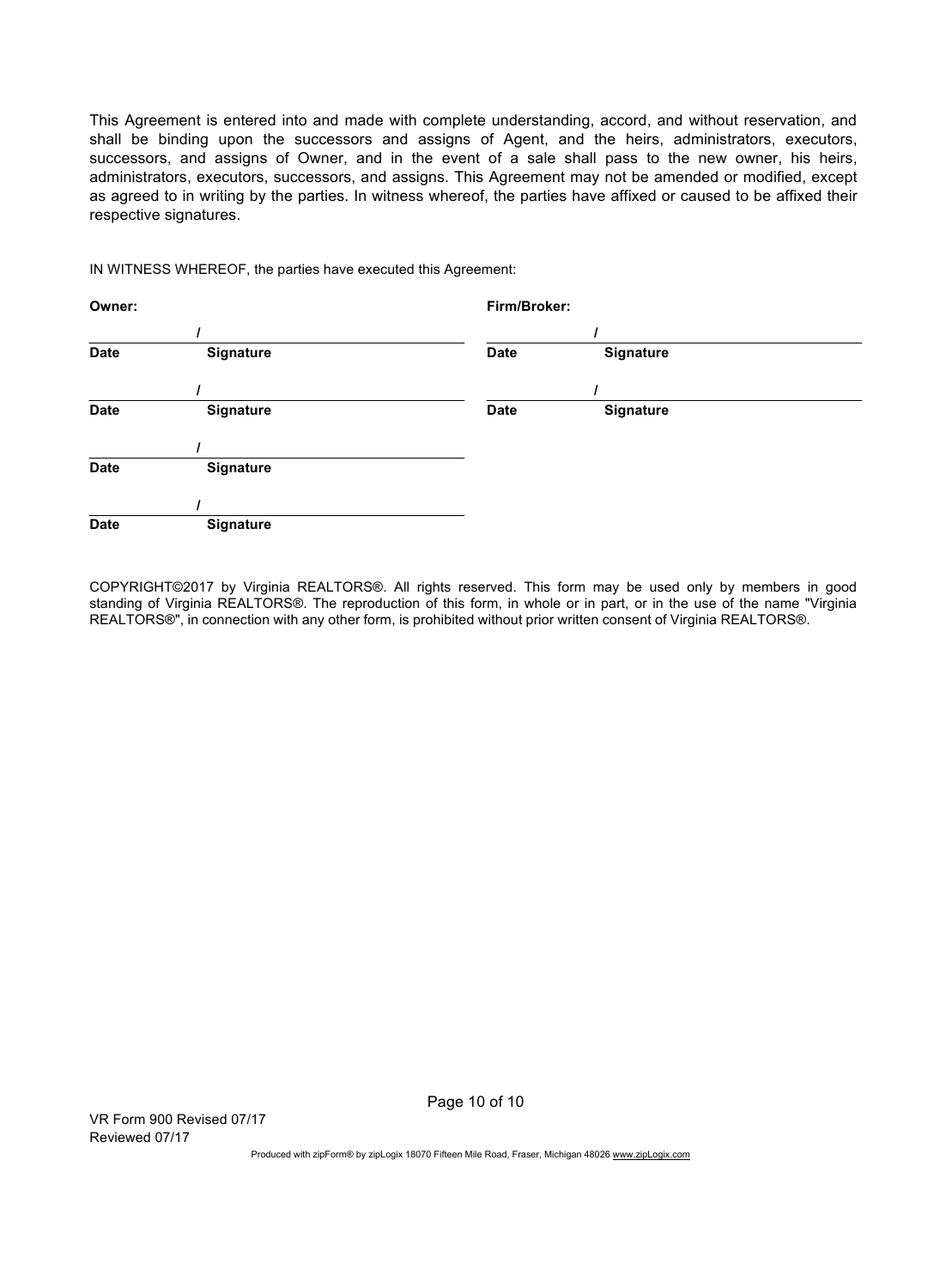This Agreement is entered into and made with complete understanding, accord, and without reservation, and shall be binding upon the successors and assigns of Agent, and the heirs, administrators, executors, successors, and assigns of Owner, and in the event of a sale shall pass to the new owner, his heirs, administrators, executors, successors, and assigns. This Agreement may not be amended or modified, except as agreed to in writing by the parties. In witness whereof, the parties have affixed or caused to be affixed their respective signatures.

IN WITNESS WHEREOF, the parties have executed this Agreement:

| **Owner:** | | **Firm/Broker:** | |
|---|---|---|---|
| / | | / | |
| **Date** | **Signature** | **Date** | **Signature** |
| / | | / | |
| **Date** | **Signature** | **Date** | **Signature** |
| / | | | |
| **Date** | **Signature** | | |
| / | | | |
| **Date** | **Signature** | | |

COPYRIGHT©2017 by Virginia REALTORS®. All rights reserved. This form may be used only by members in good standing of Virginia REALTORS®. The reproduction of this form, in whole or in part, or in the use of the name "Virginia REALTORS®", in connection with any other form, is prohibited without prior written consent of Virginia REALTORS®.

VR Form 900 Revised 07/17
Reviewed 07/17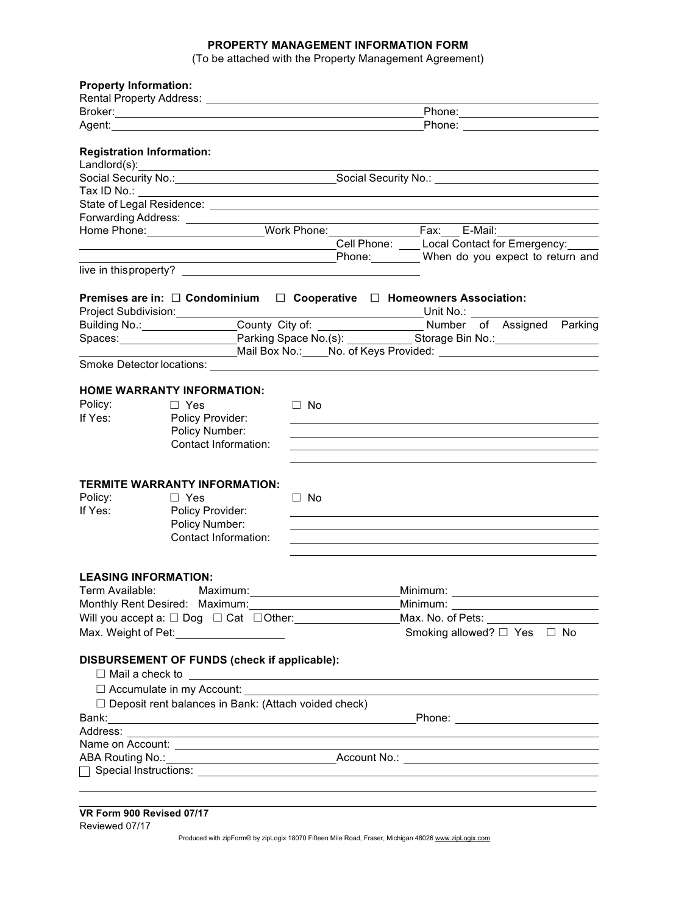# PROPERTY MANAGEMENT INFORMATION FORM

(To be attached with the Property Management Agreement)

**Property Information:**

Rental Property Address: ______________________________________________

Broker: ______________________________ Phone: ______________________

Agent: ______________________________ Phone: ______________________

**Registration Information:**

Landlord(s): ______________________________________________

Social Security No.: ______________________ Social Security No.: ______________________

Tax ID No.: ______________________________________________

State of Legal Residence: ______________________________________________

Forwarding Address: ______________________________________________

Home Phone: ______________ Work Phone: ______________ Fax: ___ E-Mail: ______________

______________________________ Cell Phone: ____ Local Contact for Emergency: _____

______________________________ Phone: ________ When do you expect to return and live in thisproperty? ______________________

**Premises are in: ☐ Condominium ☐ Cooperative ☐ Homeowners Association:**

Project Subdivision: ______________________________ Unit No.: ______________

Building No.: ______________ County City of: ______________ Number of Assigned Parking Spaces: ______________ Parking Space No.(s): __________ Storage Bin No.: ______________

______________________ Mail Box No.: ____ No. of Keys Provided: ______________________

Smoke Detector locations: ______________________________________________

**HOME WARRANTY INFORMATION:**

Policy: ☐ Yes ☐ No

If Yes: Policy Provider: ______________________________

Policy Number: ______________________________

Contact Information: ______________________________

______________________________

**TERMITE WARRANTY INFORMATION:**

Policy: ☐ Yes ☐ No

If Yes: Policy Provider: ______________________________

Policy Number: ______________________________

Contact Information: ______________________________

______________________________

**LEASING INFORMATION:**

Term Available: Maximum: ______________________ Minimum: ______________________

Monthly Rent Desired: Maximum: ______________________ Minimum: ______________________

Will you accept a: ☐ Dog ☐ Cat ☐Other: ______________ Max. No. of Pets: ______________

Max. Weight of Pet: ______________ Smoking allowed? ☐ Yes ☐ No

**DISBURSEMENT OF FUNDS (check if applicable):**

☐ Mail a check to ______________________________________________

☐ Accumulate in my Account: ______________________________________________

☐ Deposit rent balances in Bank: (Attach voided check)

Bank: ______________________________ Phone: ______________________

Address: ______________________________________________

Name on Account: ______________________________________________

ABA Routing No.: ______________________ Account No.: ______________________

☐ Special Instructions: ______________________________________________

______________________________________________

**VR Form 900 Revised 07/17**

Reviewed 07/17

Produced with zipForm® by zipLogix 18070 Fifteen Mile Road, Fraser, Michigan 48026 www.zipLogix.com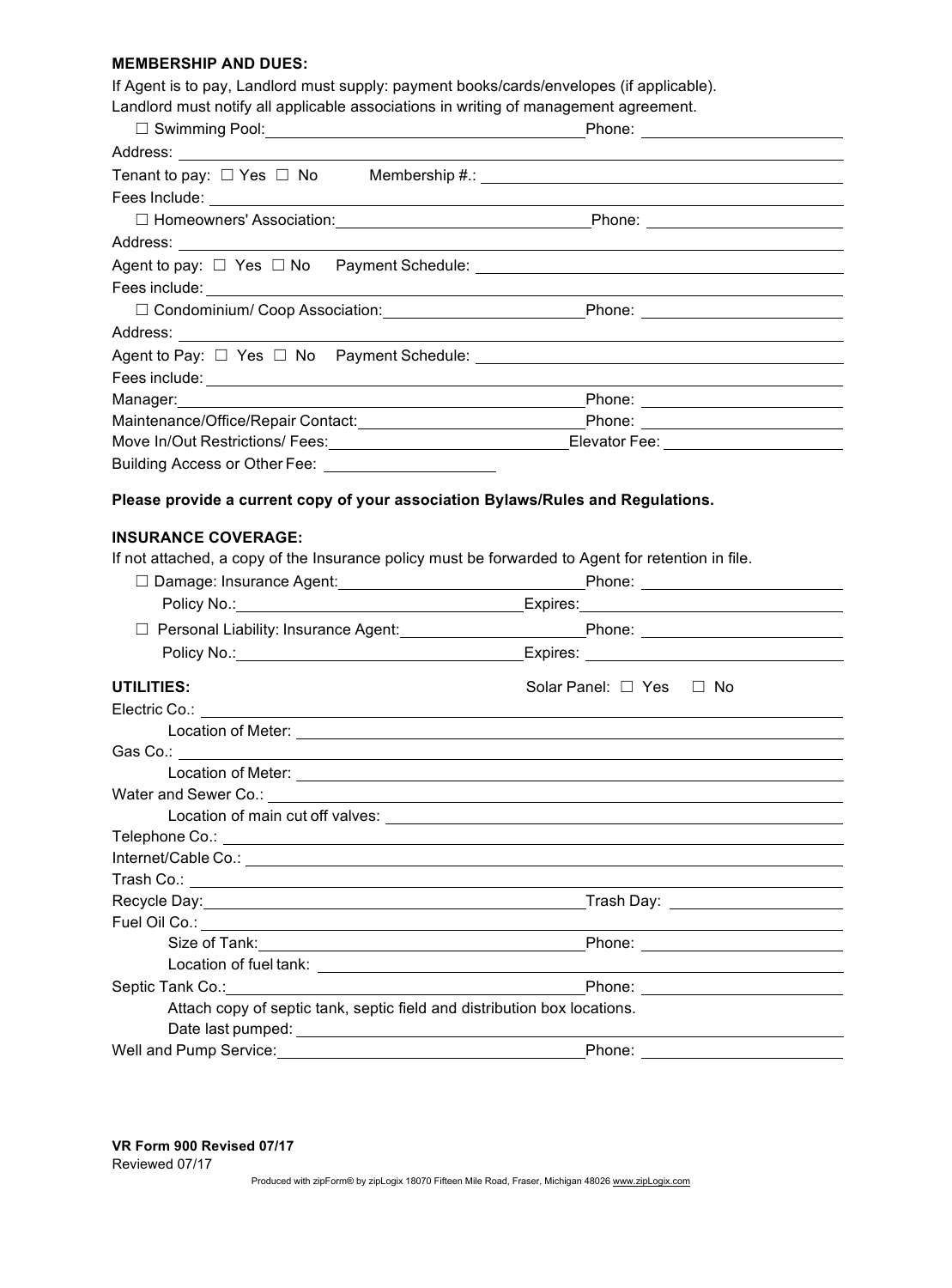**MEMBERSHIP AND DUES:**

If Agent is to pay, Landlord must supply: payment books/cards/envelopes (if applicable).
Landlord must notify all applicable associations in writing of management agreement.

☐ Swimming Pool: ______________________ Phone: ______________
Address: ______________________
Tenant to pay: ☐ Yes ☐ No Membership #.: ______________________
Fees Include: ______________________

☐ Homeowners' Association: ______________________ Phone: ______________
Address: ______________________
Agent to pay: ☐ Yes ☐ No Payment Schedule: ______________________
Fees include: ______________________

☐ Condominium/ Coop Association: ______________________ Phone: ______________
Address: ______________________
Agent to Pay: ☐ Yes ☐ No Payment Schedule: ______________________
Fees include: ______________________
Manager: ______________________ Phone: ______________
Maintenance/Office/Repair Contact: ______________________ Phone: ______________
Move In/Out Restrictions/ Fees: ______________________ Elevator Fee: ______________
Building Access or Other Fee: ______________

**Please provide a current copy of your association Bylaws/Rules and Regulations.**

**INSURANCE COVERAGE:**

If not attached, a copy of the Insurance policy must be forwarded to Agent for retention in file.

☐ Damage: Insurance Agent: ______________________ Phone: ______________
Policy No.: ______________________ Expires: ______________

☐ Personal Liability: Insurance Agent: ______________________ Phone: ______________
Policy No.: ______________________ Expires: ______________

**UTILITIES:** Solar Panel: ☐ Yes ☐ No

Electric Co.: ______________________
Location of Meter: ______________________
Gas Co.: ______________________
Location of Meter: ______________________
Water and Sewer Co.: ______________________
Location of main cut off valves: ______________________
Telephone Co.: ______________________
Internet/Cable Co.: ______________________
Trash Co.: ______________________
Recycle Day: ______________________ Trash Day: ______________
Fuel Oil Co.: ______________________
Size of Tank: ______________________ Phone: ______________
Location of fuel tank: ______________________
Septic Tank Co.: ______________________ Phone: ______________
Attach copy of septic tank, septic field and distribution box locations.
Date last pumped: ______________________
Well and Pump Service: ______________________ Phone: ______________

VR Form 900 Revised 07/17
Reviewed 07/17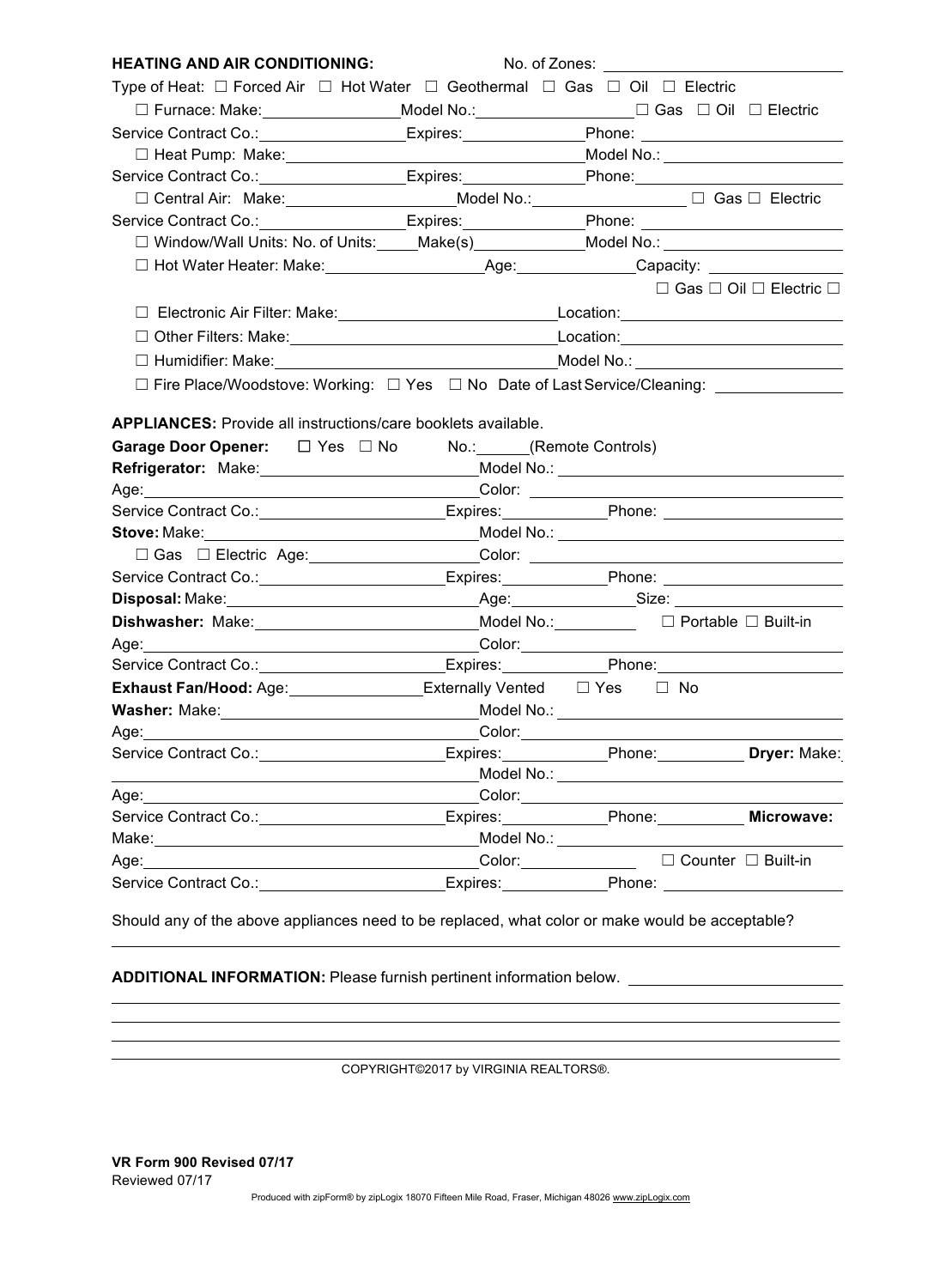**HEATING AND AIR CONDITIONING:** No. of Zones: ______________________

Type of Heat: ☐ Forced Air ☐ Hot Water ☐ Geothermal ☐ Gas ☐ Oil ☐ Electric

☐ Furnace: Make:______________ Model No.:________________ ☐ Gas ☐ Oil ☐ Electric

Service Contract Co.:______________ Expires:____________ Phone: ____________________

☐ Heat Pump: Make:________________________________ Model No.: __________________

Service Contract Co.:______________ Expires:____________ Phone:____________________

☐ Central Air: Make:________________ Model No.:________________ ☐ Gas ☐ Electric

Service Contract Co.:______________ Expires:____________ Phone: ____________________

☐ Window/Wall Units: No. of Units:_____ Make(s)____________ Model No.: __________________

☐ Hot Water Heater: Make:________________ Age:____________ Capacity: ______________

☐ Gas ☐ Oil ☐ Electric ☐

☐ Electronic Air Filter: Make:______________________ Location:______________________

☐ Other Filters: Make:____________________________ Location:______________________

☐ Humidifier: Make:_______________________________ Model No.: ____________________

☐ Fire Place/Woodstove: Working: ☐ Yes ☐ No Date of Last Service/Cleaning: ______________

**APPLIANCES:** Provide all instructions/care booklets available.

**Garage Door Opener:** ☐ Yes ☐ No No.:______(Remote Controls)

**Refrigerator:** Make:______________________ Model No.: ____________________________

Age:__________________________________ Color: ____________________________

Service Contract Co.:____________________ Expires:__________ Phone: __________________

**Stove:** Make:__________________________ Model No.: ____________________________

☐ Gas ☐ Electric Age:_________________ Color: ____________________________

Service Contract Co.:____________________ Expires:__________ Phone: __________________

**Disposal:** Make:_________________________ Age:_____________ Size: __________________

**Dishwasher:** Make:_______________________ Model No.:_________ ☐ Portable ☐ Built-in

Age:__________________________________ Color:____________________________

Service Contract Co.:____________________ Expires:__________ Phone:__________________

**Exhaust Fan/Hood:** Age:______________ Externally Vented ☐ Yes ☐ No

**Washer:** Make:___________________________ Model No.: ____________________________

Age:__________________________________ Color:____________________________

Service Contract Co.:____________________ Expires:__________ Phone:__________ **Dryer:** Make:

______________________________________ Model No.: ____________________________

Age:__________________________________ Color:____________________________

Service Contract Co.:____________________ Expires:__________ Phone:__________ **Microwave:**

Make:_________________________________ Model No.: ____________________________

Age:__________________________________ Color:____________ ☐ Counter ☐ Built-in

Service Contract Co.:____________________ Expires:__________ Phone: __________________

Should any of the above appliances need to be replaced, what color or make would be acceptable?

______________________________________________________________________________

**ADDITIONAL INFORMATION:** Please furnish pertinent information below. ______________________

______________________________________________________________________________

______________________________________________________________________________

______________________________________________________________________________

______________________________________________________________________________

COPYRIGHT©2017 by VIRGINIA REALTORS®.

**VR Form 900 Revised 07/17**
Reviewed 07/17

Produced with zipForm® by zipLogix 18070 Fifteen Mile Road, Fraser, Michigan 48026 www.zipLogix.com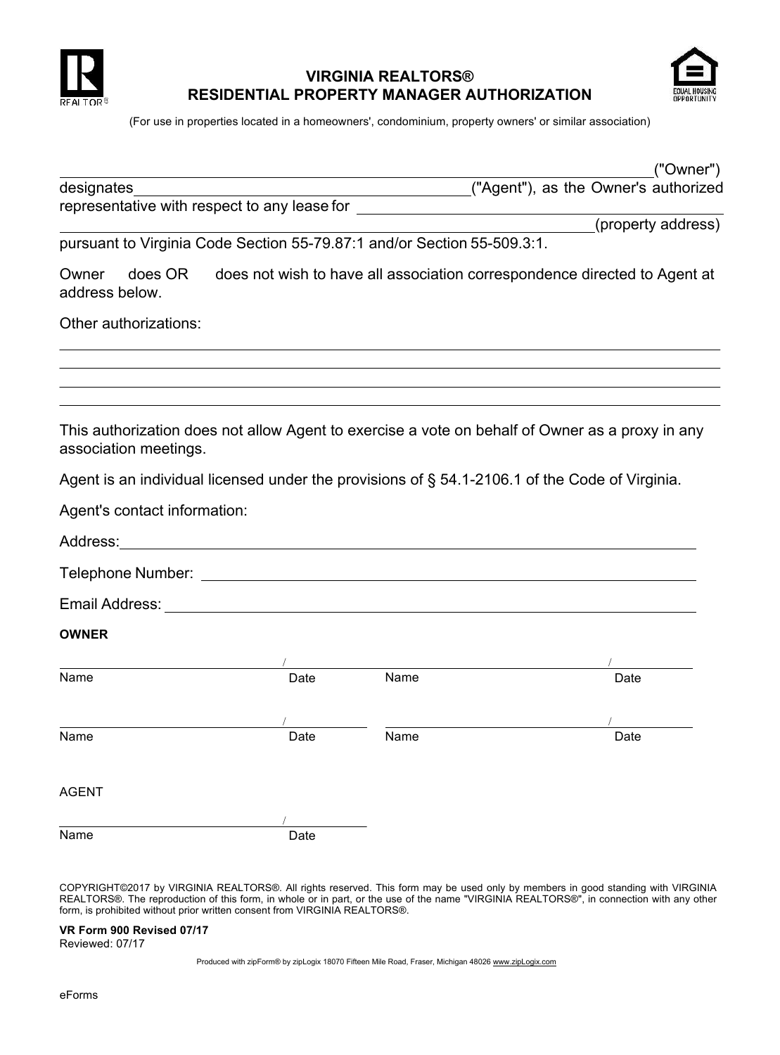# VIRGINIA REALTORS®
# RESIDENTIAL PROPERTY MANAGER AUTHORIZATION

(For use in properties located in a homeowners', condominium, property owners' or similar association)

_______________________________________________________________________________("Owner")
designates_____________________________________________("Agent"), as the Owner's authorized representative with respect to any lease for ______________________________________________
_______________________________________________________________________________(property address)
pursuant to Virginia Code Section 55-79.87:1 and/or Section 55-509.3:1.

Owner does OR does not wish to have all association correspondence directed to Agent at address below.

Other authorizations:

_______________________________________________________________________________
_______________________________________________________________________________
_______________________________________________________________________________
_______________________________________________________________________________

This authorization does not allow Agent to exercise a vote on behalf of Owner as a proxy in any association meetings.

Agent is an individual licensed under the provisions of § 54.1-2106.1 of the Code of Virginia.

Agent's contact information:

Address:_______________________________________________________________________

Telephone Number: ______________________________________________________________

Email Address: _________________________________________________________________

**OWNER**

| | | | |
|---|---|---|---|
| Name | / Date | Name | / Date |
| Name | / Date | Name | / Date |

AGENT

| | |
|---|---|
| Name | / Date |

COPYRIGHT©2017 by VIRGINIA REALTORS®. All rights reserved. This form may be used only by members in good standing with VIRGINIA REALTORS®. The reproduction of this form, in whole or in part, or the use of the name "VIRGINIA REALTORS®", in connection with any other form, is prohibited without prior written consent from VIRGINIA REALTORS®.

**VR Form 900 Revised 07/17**
Reviewed: 07/17

Produced with zipForm® by zipLogix 18070 Fifteen Mile Road, Fraser, Michigan 48026 www.zipLogix.com

eForms